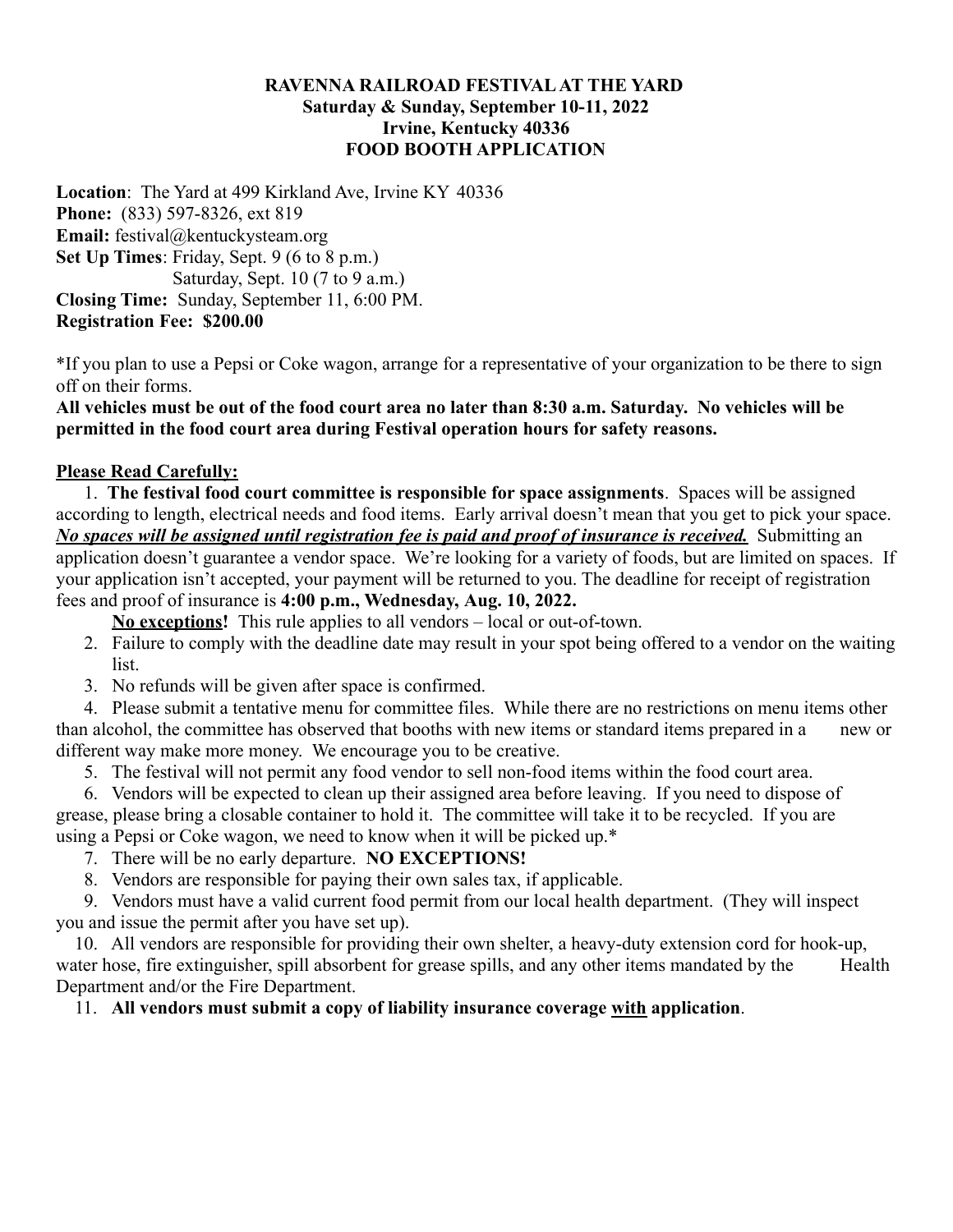# RAVENNA RAILROAD FESTIVAL AT THE YARD
## Saturday & Sunday, September 10-11, 2022
## Irvine, Kentucky 40336
## FOOD BOOTH APPLICATION

**Location**: The Yard at 499 Kirkland Ave, Irvine KY 40336
**Phone:** (833) 597-8326, ext 819
**Email:** festival@kentuckysteam.org
**Set Up Times**: Friday, Sept. 9 (6 to 8 p.m.)
Saturday, Sept. 10 (7 to 9 a.m.)
**Closing Time:** Sunday, September 11, 6:00 PM.
**Registration Fee: $200.00**

*If you plan to use a Pepsi or Coke wagon, arrange for a representative of your organization to be there to sign off on their forms.

**All vehicles must be out of the food court area no later than 8:30 a.m. Saturday. No vehicles will be permitted in the food court area during Festival operation hours for safety reasons.**

**Please Read Carefully:**

1. **The festival food court committee is responsible for space assignments**. Spaces will be assigned according to length, electrical needs and food items. Early arrival doesn't mean that you get to pick your space. ***No spaces will be assigned until registration fee is paid and proof of insurance is received.*** Submitting an application doesn't guarantee a vendor space. We're looking for a variety of foods, but are limited on spaces. If your application isn't accepted, your payment will be returned to you. The deadline for receipt of registration fees and proof of insurance is **4:00 p.m., Wednesday, Aug. 10, 2022.**
   **No exceptions!** This rule applies to all vendors – local or out-of-town.
2. Failure to comply with the deadline date may result in your spot being offered to a vendor on the waiting list.
3. No refunds will be given after space is confirmed.
4. Please submit a tentative menu for committee files. While there are no restrictions on menu items other than alcohol, the committee has observed that booths with new items or standard items prepared in a new or different way make more money. We encourage you to be creative.
5. The festival will not permit any food vendor to sell non-food items within the food court area.
6. Vendors will be expected to clean up their assigned area before leaving. If you need to dispose of grease, please bring a closable container to hold it. The committee will take it to be recycled. If you are using a Pepsi or Coke wagon, we need to know when it will be picked up.*
7. There will be no early departure. **NO EXCEPTIONS!**
8. Vendors are responsible for paying their own sales tax, if applicable.
9. Vendors must have a valid current food permit from our local health department. (They will inspect you and issue the permit after you have set up).
10. All vendors are responsible for providing their own shelter, a heavy-duty extension cord for hook-up, water hose, fire extinguisher, spill absorbent for grease spills, and any other items mandated by the Health Department and/or the Fire Department.
11. **All vendors must submit a copy of liability insurance coverage with application**.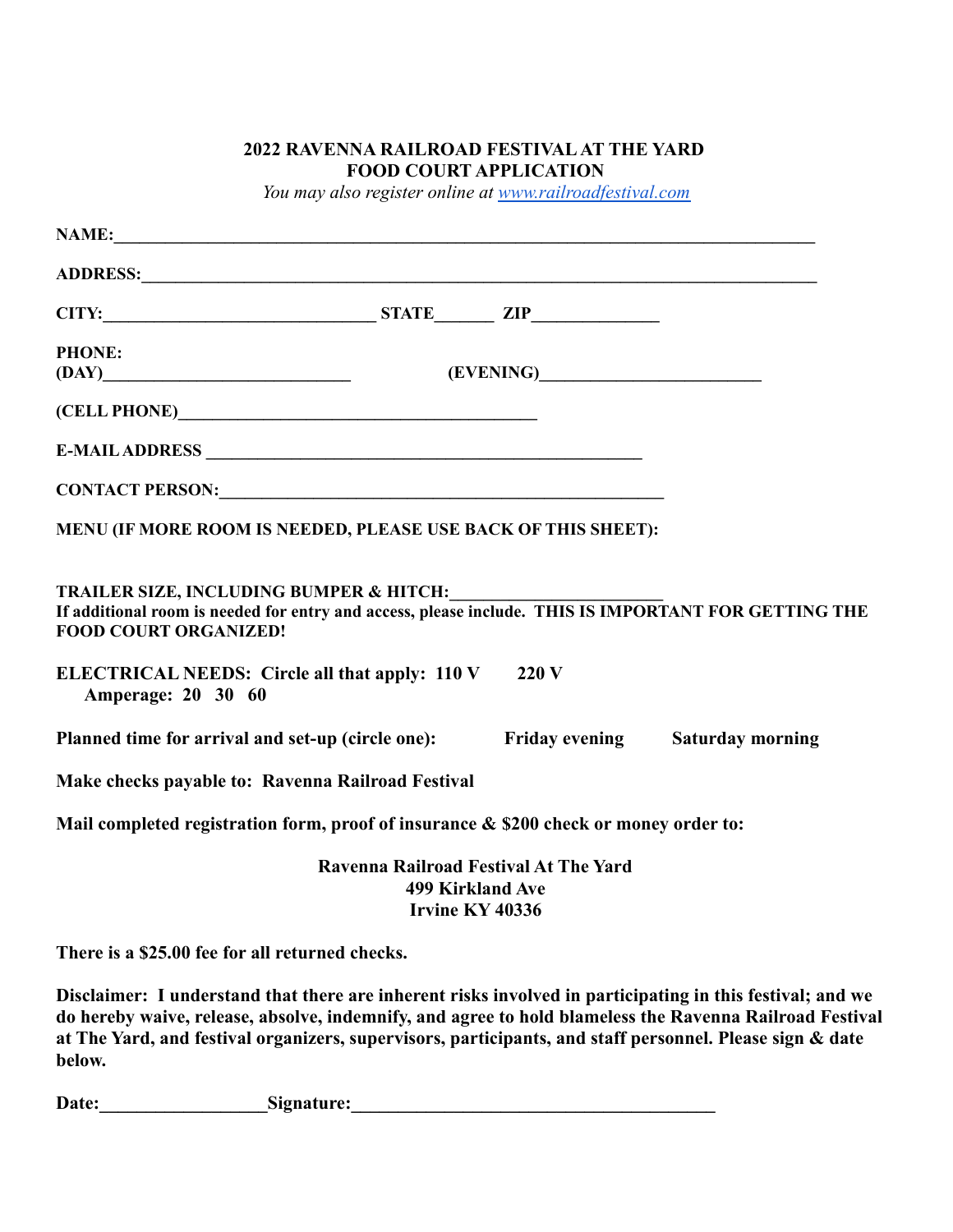**2022 RAVENNA RAILROAD FESTIVAL AT THE YARD**
**FOOD COURT APPLICATION**

*You may also register online at [www.railroadfestival.com](http://www.railroadfestival.com)*

**NAME:**________________________________________________________________________________

**ADDRESS:**_____________________________________________________________________________

**CITY:**______________________________ **STATE**_______ **ZIP**______________

**PHONE:**
**(DAY)**____________________________ **(EVENING)**_________________________

**(CELL PHONE)**________________________________________

**E-MAIL ADDRESS** _________________________________________________

**CONTACT PERSON:**__________________________________________________

**MENU (IF MORE ROOM IS NEEDED, PLEASE USE BACK OF THIS SHEET):**

**TRAILER SIZE, INCLUDING BUMPER & HITCH:**________________________
**If additional room is needed for entry and access, please include. THIS IS IMPORTANT FOR GETTING THE FOOD COURT ORGANIZED!**

**ELECTRICAL NEEDS: Circle all that apply: 110 V 220 V**
**Amperage: 20 30 60**

**Planned time for arrival and set-up (circle one): Friday evening Saturday morning**

**Make checks payable to: Ravenna Railroad Festival**

**Mail completed registration form, proof of insurance & $200 check or money order to:**

**Ravenna Railroad Festival At The Yard**
**499 Kirkland Ave**
**Irvine KY 40336**

**There is a $25.00 fee for all returned checks.**

**Disclaimer: I understand that there are inherent risks involved in participating in this festival; and we do hereby waive, release, absolve, indemnify, and agree to hold blameless the Ravenna Railroad Festival at The Yard, and festival organizers, supervisors, participants, and staff personnel. Please sign & date below.**

**Date:**_________________**Signature:**_______________________________________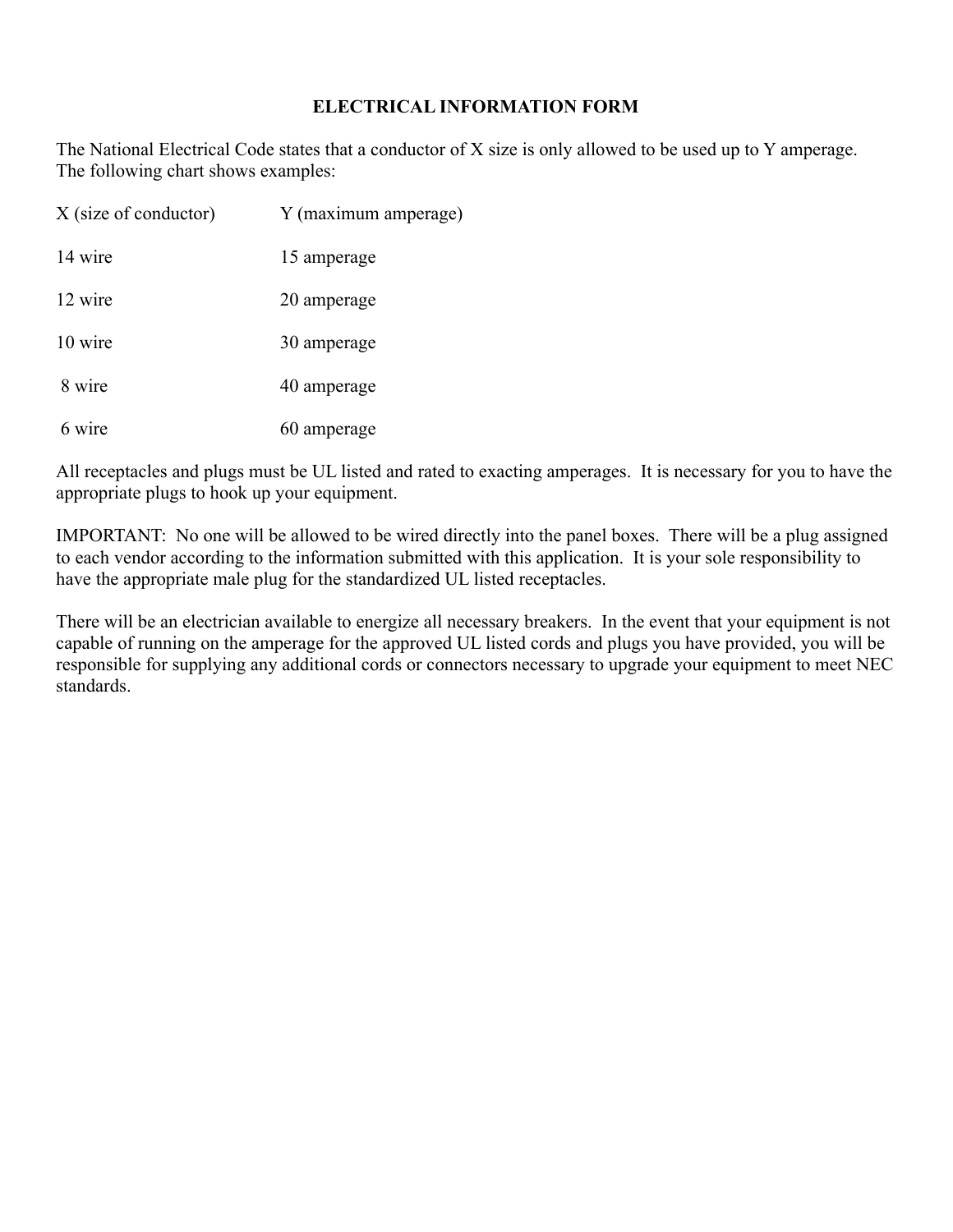# ELECTRICAL INFORMATION FORM

The National Electrical Code states that a conductor of X size is only allowed to be used up to Y amperage. The following chart shows examples:

| X (size of conductor) | Y (maximum amperage) |
|---|---|
| 14 wire | 15 amperage |
| 12 wire | 20 amperage |
| 10 wire | 30 amperage |
| 8 wire | 40 amperage |
| 6 wire | 60 amperage |

All receptacles and plugs must be UL listed and rated to exacting amperages. It is necessary for you to have the appropriate plugs to hook up your equipment.

IMPORTANT: No one will be allowed to be wired directly into the panel boxes. There will be a plug assigned to each vendor according to the information submitted with this application. It is your sole responsibility to have the appropriate male plug for the standardized UL listed receptacles.

There will be an electrician available to energize all necessary breakers. In the event that your equipment is not capable of running on the amperage for the approved UL listed cords and plugs you have provided, you will be responsible for supplying any additional cords or connectors necessary to upgrade your equipment to meet NEC standards.